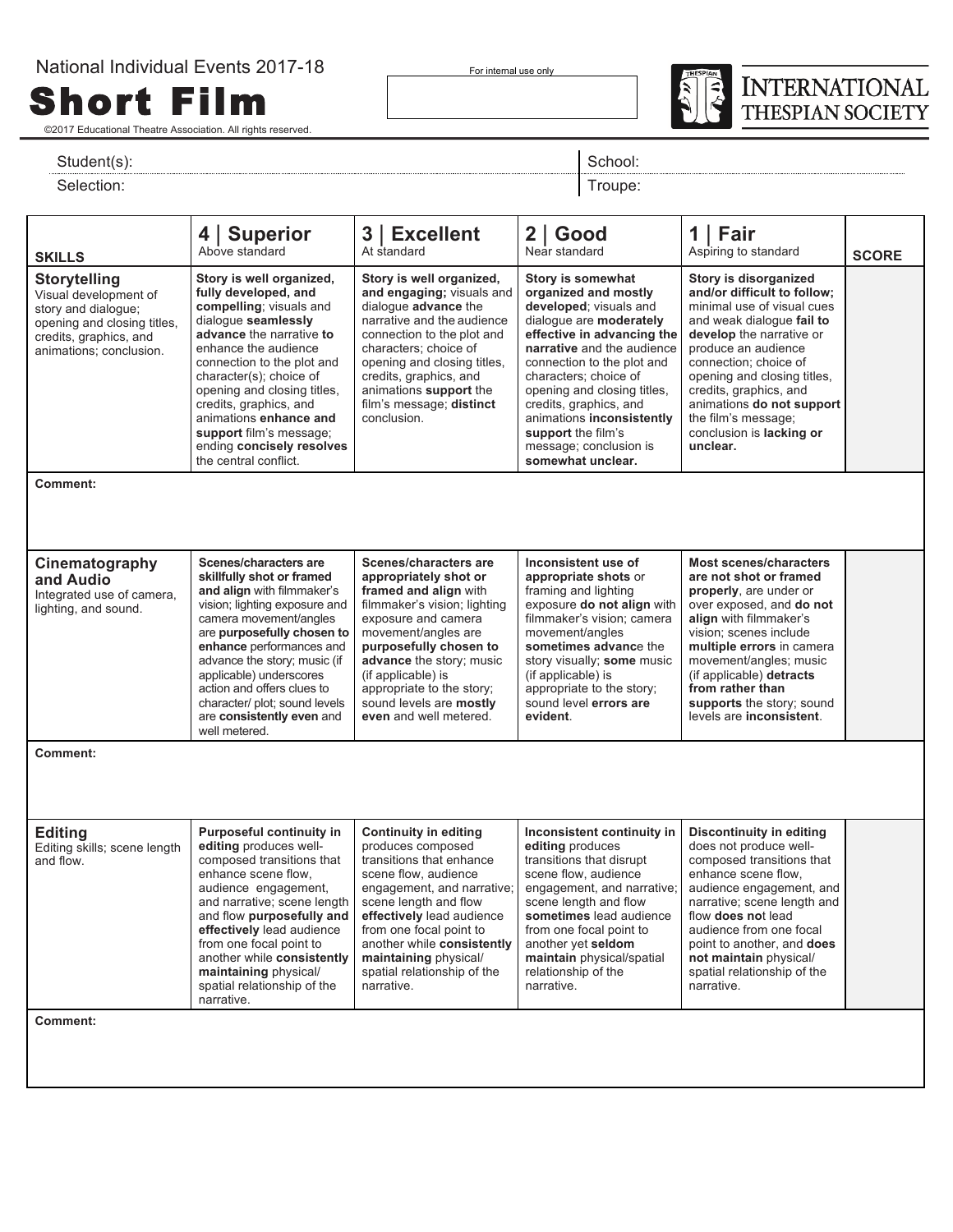National Individual Events 2017-18

# Short Film

©2017 Educational Theatre Association. All rights reserved.

For internal use only

INTERNATIONAL THESPIAN SOCIETY

Student(s):

School:

Selection:

Troupe:

| SKILLS | 4 \| Superior Above standard | 3 \| Excellent At standard | 2 \| Good Near standard | 1 \| Fair Aspiring to standard | SCORE |
|---|---|---|---|---|---|
| **Storytelling** Visual development of story and dialogue; opening and closing titles, credits, graphics, and animations; conclusion. | **Story is well organized, fully developed, and compelling**; visuals and dialogue **seamlessly advance** the narrative **to** enhance the audience connection to the plot and character(s); choice of opening and closing titles, credits, graphics, and animations **enhance and support** film's message; ending **concisely resolves** the central conflict. | **Story is well organized, and engaging;** visuals and dialogue **advance** the narrative and the audience connection to the plot and characters; choice of opening and closing titles, credits, graphics, and animations **support** the film's message; **distinct** conclusion. | **Story is somewhat organized and mostly developed**; visuals and dialogue are **moderately effective in advancing the narrative** and the audience connection to the plot and characters; choice of opening and closing titles, credits, graphics, and animations **inconsistently support** the film's message; conclusion is **somewhat unclear.** | **Story is disorganized and/or difficult to follow;** minimal use of visual cues and weak dialogue **fail to develop** the narrative or produce an audience connection; choice of opening and closing titles, credits, graphics, and animations **do not support** the film's message; conclusion is **lacking or unclear.** | |
| **Comment:** | | | | | |
| **Cinematography and Audio** Integrated use of camera, lighting, and sound. | **Scenes/characters are skillfully shot or framed and align** with filmmaker's vision; lighting exposure and camera movement/angles are **purposefully chosen to enhance** performances and advance the story; music (if applicable) underscores action and offers clues to character/ plot; sound levels are **consistently even** and well metered. | **Scenes/characters are appropriately shot or framed and align** with filmmaker's vision; lighting exposure and camera movement/angles are **purposefully chosen to advance** the story; music (if applicable) is appropriate to the story; sound levels are **mostly even** and well metered. | **Inconsistent use of appropriate shots** or framing and lighting exposure **do not align** with filmmaker's vision; camera movement/angles **sometimes advanc**e the story visually; **some** music (if applicable) is appropriate to the story; sound level **errors are evident**. | **Most scenes/characters are not shot or framed properly**, are under or over exposed, and **do not align** with filmmaker's vision; scenes include **multiple errors** in camera movement/angles; music (if applicable) **detracts from rather than supports** the story; sound levels are **inconsistent**. | |
| **Comment:** | | | | | |
| **Editing** Editing skills; scene length and flow. | **Purposeful continuity in editing** produces well-composed transitions that enhance scene flow, audience engagement, and narrative; scene length and flow **purposefully and effectively** lead audience from one focal point to another while **consistently maintaining** physical/ spatial relationship of the narrative. | **Continuity in editing** produces composed transitions that enhance scene flow, audience engagement, and narrative; scene length and flow **effectively** lead audience from one focal point to another while **consistently maintaining** physical/ spatial relationship of the narrative. | **Inconsistent continuity in editing** produces transitions that disrupt scene flow, audience engagement, and narrative; scene length and flow **sometimes** lead audience from one focal point to another yet **seldom maintain** physical/spatial relationship of the narrative. | **Discontinuity in editing** does not produce well-composed transitions that enhance scene flow, audience engagement, and narrative; scene length and flow **does no**t lead audience from one focal point to another, and **does not maintain** physical/ spatial relationship of the narrative. | |
| **Comment:** | | | | | |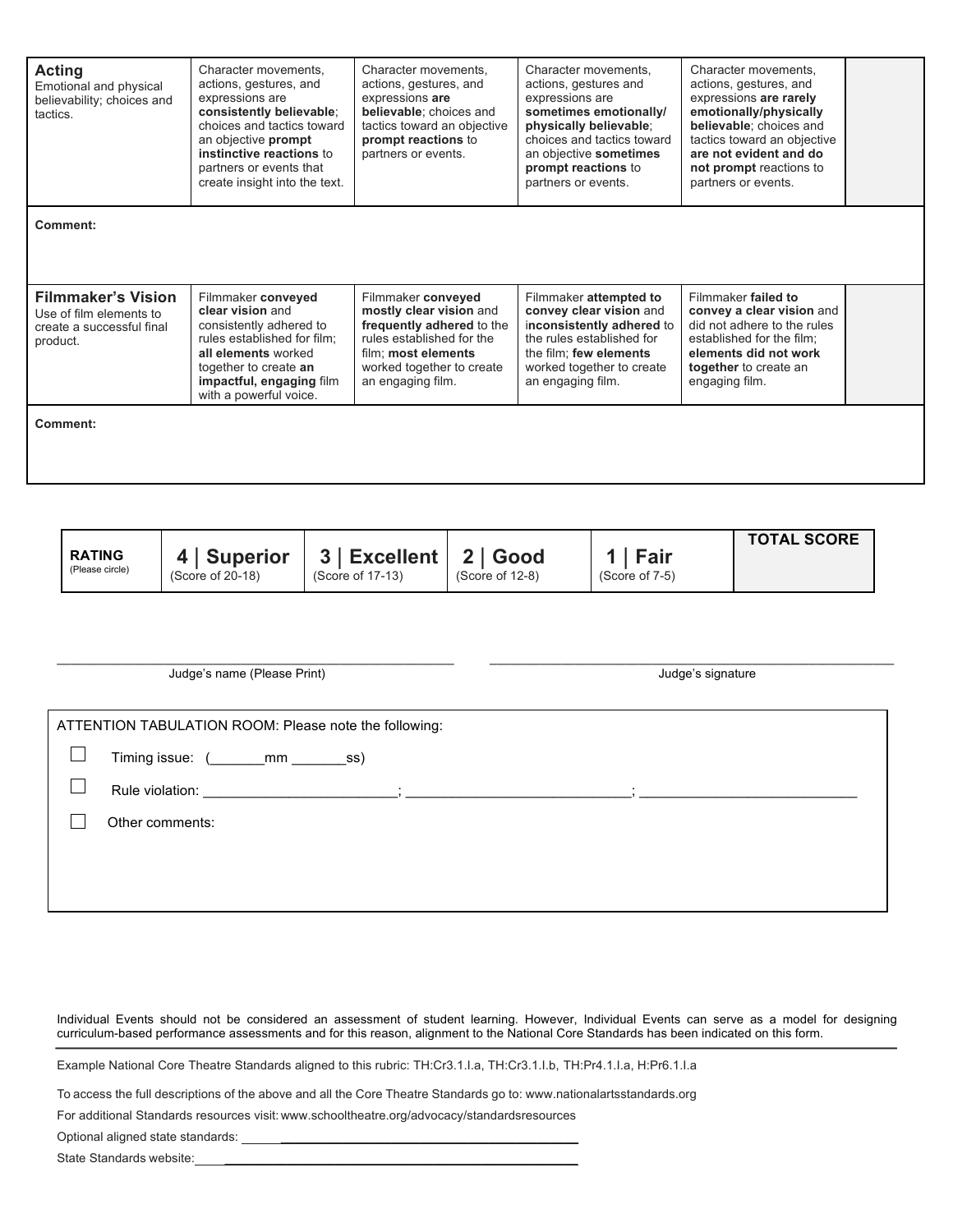| | | | | | |
|---|---|---|---|---|---|
| **Acting**<br>Emotional and physical believability; choices and tactics. | Character movements, actions, gestures, and expressions are **consistently believable**; choices and tactics toward an objective **prompt instinctive reactions** to partners or events that create insight into the text. | Character movements, actions, gestures, and expressions **are believable**; choices and tactics toward an objective **prompt reactions** to partners or events. | Character movements, actions, gestures and expressions are **sometimes emotionally/ physically believable**; choices and tactics toward an objective **sometimes prompt reactions** to partners or events. | Character movements, actions, gestures, and expressions **are rarely emotionally/physically believable**; choices and tactics toward an objective **are not evident and do not prompt** reactions to partners or events. | |
| **Comment:** | | | | | |
| **Filmmaker's Vision**<br>Use of film elements to create a successful final product. | Filmmaker **conveyed clear vision** and consistently adhered to rules established for film; **all elements** worked together to create **an impactful, engaging** film with a powerful voice. | Filmmaker **conveyed mostly clear vision** and **frequently adhered** to the rules established for the film; **most elements** worked together to create an engaging film. | Filmmaker **attempted to convey clear vision** and **inconsistently adhered** to the rules established for the film; choices and tactics toward an objective **few elements** worked together to create an engaging film. | Filmmaker **failed to convey a clear vision** and did not adhere to the rules established for the film; **elements did not work together** to create an engaging film. | |
| **Comment:** | | | | | |

| | | | | | |
|---|---|---|---|---|---|
| **RATING**<br>(Please circle) | **4 \| Superior**<br>(Score of 20-18) | **3 \| Excellent**<br>(Score of 17-13) | **2 \| Good**<br>(Score of 12-8) | **1 \| Fair**<br>(Score of 7-5) | **TOTAL SCORE** |

_______________________________ Judge's name (Please Print)

_______________________________ Judge's signature

ATTENTION TABULATION ROOM: Please note the following:

☐ Timing issue: (_______mm _______ss)

☐ Rule violation: ________________________; ____________________________; ___________________________

☐ Other comments:

Individual Events should not be considered an assessment of student learning. However, Individual Events can serve as a model for designing curriculum-based performance assessments and for this reason, alignment to the National Core Standards has been indicated on this form.

Example National Core Theatre Standards aligned to this rubric: TH:Cr3.1.I.a, TH:Cr3.1.I.b, TH:Pr4.1.I.a, H:Pr6.1.I.a

To access the full descriptions of the above and all the Core Theatre Standards go to: www.nationalartsstandards.org

For additional Standards resources visit: www.schooltheatre.org/advocacy/standardsresources

Optional aligned state standards: ___________________________________________

State Standards website: ___________________________________________